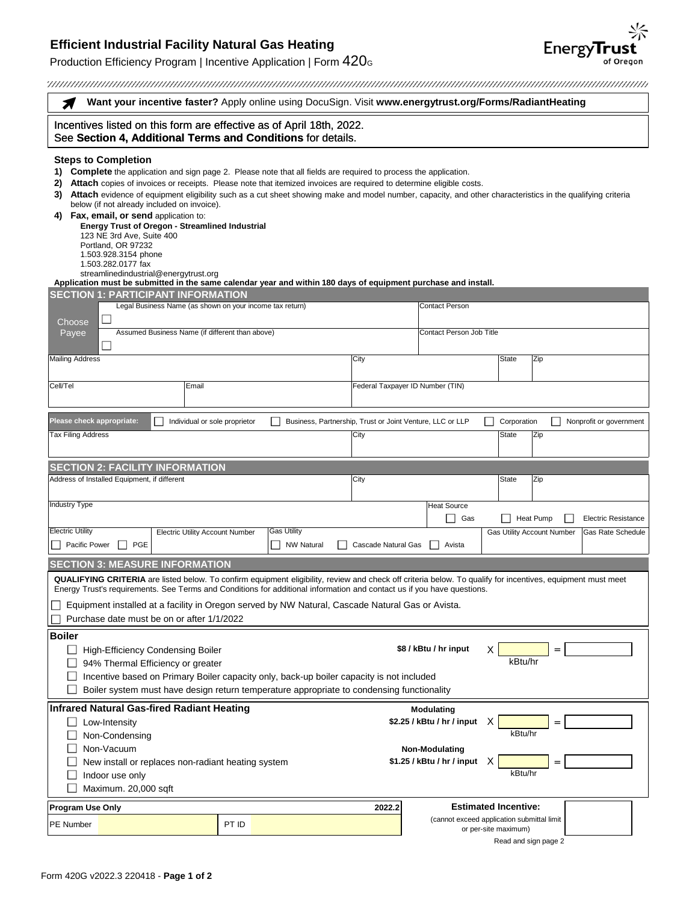# Efficient Industrial Facility Natural Gas Heating

Production Efficiency Program | Incentive Application | Form 420G

EnergyTrust of Oregon

**Want your incentive faster?** Apply online using DocuSign. Visit **www.energytrust.org/Forms/RadiantHeating**

Incentives listed on this form are effective as of April 18th, 2022.
See **Section 4, Additional Terms and Conditions** for details.

### Steps to Completion

1) **Complete** the application and sign page 2. Please note that all fields are required to process the application.
2) **Attach** copies of invoices or receipts. Please note that itemized invoices are required to determine eligible costs.
3) **Attach** evidence of equipment eligibility such as a cut sheet showing make and model number, capacity, and other characteristics in the qualifying criteria below (if not already included on invoice).
4) **Fax, email, or send** application to:
   **Energy Trust of Oregon - Streamlined Industrial**
   123 NE 3rd Ave, Suite 400
   Portland, OR 97232
   1.503.928.3154 phone
   1.503.282.0177 fax
   streamlinedindustrial@energytrust.org

**Application must be submitted in the same calendar year and within 180 days of equipment purchase and install.**

## SECTION 1: PARTICIPANT INFORMATION

| Choose Payee | | | | | |
|---|---|---|---|---|---|
| ☐ | Legal Business Name (as shown on your income tax return) | | Contact Person | | |
| ☐ | Assumed Business Name (if different than above) | | Contact Person Job Title | | |
| Mailing Address | | City | | State | Zip |
| Cell/Tel | Email | Federal Taxpayer ID Number (TIN) | | | |

**Please check appropriate:** ☐ Individual or sole proprietor ☐ Business, Partnership, Trust or Joint Venture, LLC or LLP ☐ Corporation ☐ Nonprofit or government

| Tax Filing Address | City | State | Zip |
|---|---|---|---|
| | | | |

## SECTION 2: FACILITY INFORMATION

| Address of Installed Equipment, if different | City | State | Zip |
|---|---|---|---|
| | | | |

| Industry Type | Heat Source |
|---|---|
| | ☐ Gas ☐ Heat Pump ☐ Electric Resistance |

| Electric Utility | Electric Utility Account Number | Gas Utility | Gas Utility Account Number | Gas Rate Schedule |
|---|---|---|---|---|
| ☐ Pacific Power ☐ PGE | | ☐ NW Natural ☐ Cascade Natural Gas ☐ Avista | | |

## SECTION 3: MEASURE INFORMATION

**QUALIFYING CRITERIA** are listed below. To confirm equipment eligibility, review and check off criteria below. To qualify for incentives, equipment must meet Energy Trust's requirements. See Terms and Conditions for additional information and contact us if you have questions.

- ☐ Equipment installed at a facility in Oregon served by NW Natural, Cascade Natural Gas or Avista.
- ☐ Purchase date must be on or after 1/1/2022

### Boiler

- ☐ High-Efficiency Condensing Boiler
- ☐ 94% Thermal Efficiency or greater
- ☐ Incentive based on Primary Boiler capacity only, back-up boiler capacity is not included
- ☐ Boiler system must have design return temperature appropriate to condensing functionality

**$8 / kBtu / hr input** X ______ kBtu/hr = ______

### Infrared Natural Gas-fired Radiant Heating

- ☐ Low-Intensity
- ☐ Non-Condensing
- ☐ Non-Vacuum
- ☐ New install or replaces non-radiant heating system
- ☐ Indoor use only
- ☐ Maximum. 20,000 sqft

**Modulating**
**$2.25 / kBtu / hr / input** X ______ kBtu/hr = ______

**Non-Modulating**
**$1.25 / kBtu / hr / input** X ______ kBtu/hr = ______

| Program Use Only | | | | 2022.2 | **Estimated Incentive:** (cannot exceed application submittal limit or per-site maximum) | |
|---|---|---|---|---|---|---|
| PE Number | | PT ID | | | | |

Read and sign page 2

Form 420G v2022.3 220418 - **Page 1 of 2**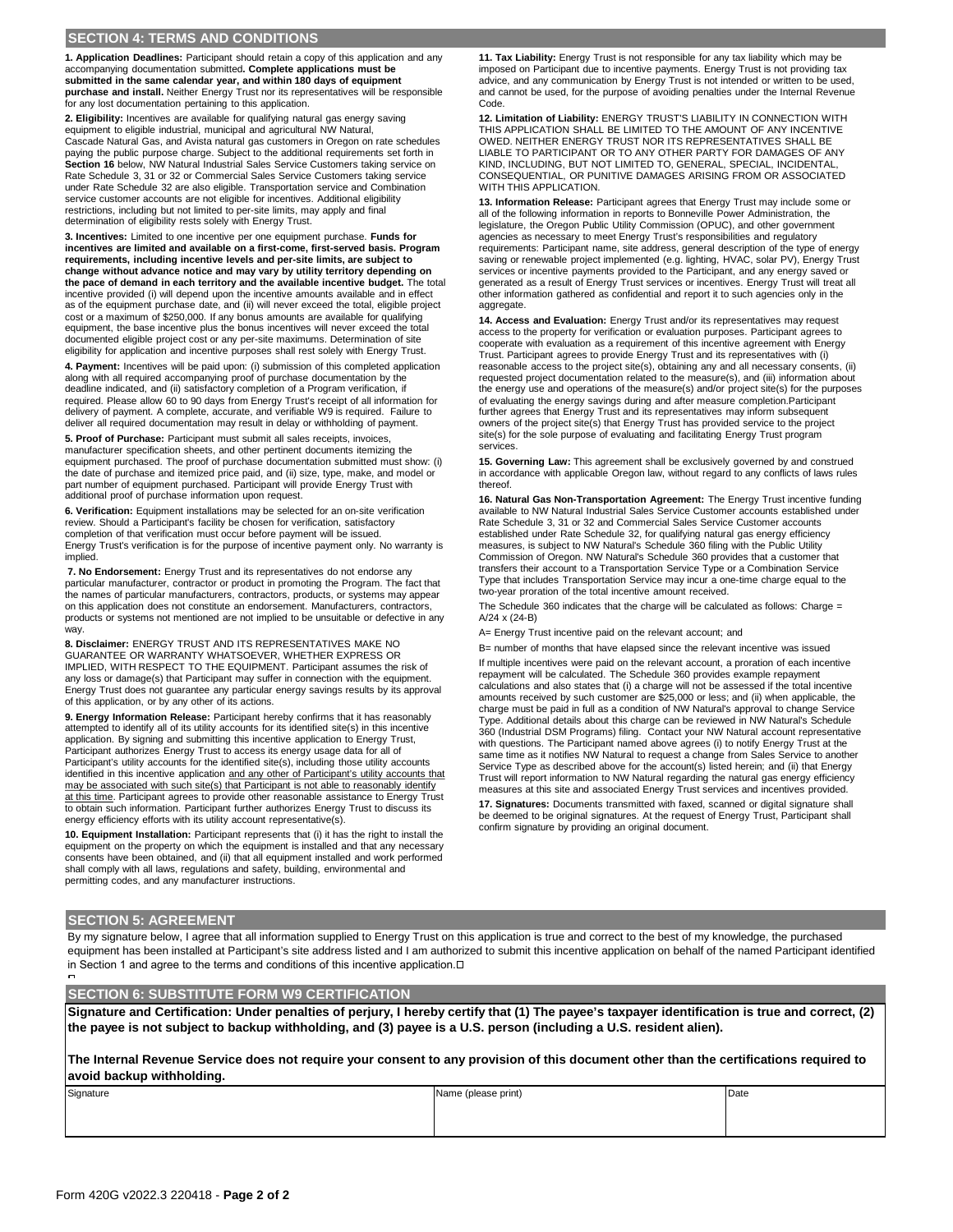## SECTION 4: TERMS AND CONDITIONS

**1. Application Deadlines:** Participant should retain a copy of this application and any accompanying documentation submitted**. Complete applications must be submitted in the same calendar year, and within 180 days of equipment purchase and install.** Neither Energy Trust nor its representatives will be responsible for any lost documentation pertaining to this application.

**2. Eligibility:** Incentives are available for qualifying natural gas energy saving equipment to eligible industrial, municipal and agricultural NW Natural, Cascade Natural Gas, and Avista natural gas customers in Oregon on rate schedules paying the public purpose charge. Subject to the additional requirements set forth in **Section 16** below, NW Natural Industrial Sales Service Customers taking service on Rate Schedule 3, 31 or 32 or Commercial Sales Service Customers taking service under Rate Schedule 32 are also eligible. Transportation service and Combination service customer accounts are not eligible for incentives. Additional eligibility restrictions, including but not limited to per-site limits, may apply and final determination of eligibility rests solely with Energy Trust.

**3. Incentives:** Limited to one incentive per one equipment purchase. **Funds for incentives are limited and available on a first-come, first-served basis. Program requirements, including incentive levels and per-site limits, are subject to change without advance notice and may vary by utility territory depending on the pace of demand in each territory and the available incentive budget.** The total incentive provided (i) will depend upon the incentive amounts available and in effect as of the equipment purchase date, and (ii) will never exceed the total, eligible project cost or a maximum of $250,000. If any bonus amounts are available for qualifying equipment, the base incentive plus the bonus incentives will never exceed the total documented eligible project cost or any per-site maximums. Determination of site eligibility for application and incentive purposes shall rest solely with Energy Trust.

**4. Payment:** Incentives will be paid upon: (i) submission of this completed application along with all required accompanying proof of purchase documentation by the deadline indicated, and (ii) satisfactory completion of a Program verification, if required. Please allow 60 to 90 days from Energy Trust's receipt of all information for delivery of payment. A complete, accurate, and verifiable W9 is required. Failure to deliver all required documentation may result in delay or withholding of payment.

**5. Proof of Purchase:** Participant must submit all sales receipts, invoices, manufacturer specification sheets, and other pertinent documents itemizing the equipment purchased. The proof of purchase documentation submitted must show: (i) the date of purchase and itemized price paid, and (ii) size, type, make, and model or part number of equipment purchased. Participant will provide Energy Trust with additional proof of purchase information upon request.

**6. Verification:** Equipment installations may be selected for an on-site verification review. Should a Participant's facility be chosen for verification, satisfactory completion of that verification must occur before payment will be issued. Energy Trust's verification is for the purpose of incentive payment only. No warranty is implied.

**7. No Endorsement:** Energy Trust and its representatives do not endorse any particular manufacturer, contractor or product in promoting the Program. The fact that the names of particular manufacturers, contractors, products, or systems may appear on this application does not constitute an endorsement. Manufacturers, contractors, products or systems not mentioned are not implied to be unsuitable or defective in any way.

**8. Disclaimer:** ENERGY TRUST AND ITS REPRESENTATIVES MAKE NO GUARANTEE OR WARRANTY WHATSOEVER, WHETHER EXPRESS OR IMPLIED, WITH RESPECT TO THE EQUIPMENT. Participant assumes the risk of any loss or damage(s) that Participant may suffer in connection with the equipment. Energy Trust does not guarantee any particular energy savings results by its approval of this application, or by any other of its actions.

**9. Energy Information Release:** Participant hereby confirms that it has reasonably attempted to identify all of its utility accounts for its identified site(s) in this incentive application. By signing and submitting this incentive application to Energy Trust, Participant authorizes Energy Trust to access its energy usage data for all of Participant's utility accounts for the identified site(s), including those utility accounts identified in this incentive application and any other of Participant's utility accounts that may be associated with such site(s) that Participant is not able to reasonably identify at this time. Participant agrees to provide other reasonable assistance to Energy Trust to obtain such information. Participant further authorizes Energy Trust to discuss its energy efficiency efforts with its utility account representative(s).

**10. Equipment Installation:** Participant represents that (i) it has the right to install the equipment on the property on which the equipment is installed and that any necessary consents have been obtained, and (ii) that all equipment installed and work performed shall comply with all laws, regulations and safety, building, environmental and permitting codes, and any manufacturer instructions.

**11. Tax Liability:** Energy Trust is not responsible for any tax liability which may be imposed on Participant due to incentive payments. Energy Trust is not providing tax advice, and any communication by Energy Trust is not intended or written to be used, and cannot be used, for the purpose of avoiding penalties under the Internal Revenue Code.

**12. Limitation of Liability:** ENERGY TRUST'S LIABILITY IN CONNECTION WITH THIS APPLICATION SHALL BE LIMITED TO THE AMOUNT OF ANY INCENTIVE OWED. NEITHER ENERGY TRUST NOR ITS REPRESENTATIVES SHALL BE LIABLE TO PARTICIPANT OR TO ANY OTHER PARTY FOR DAMAGES OF ANY KIND, INCLUDING, BUT NOT LIMITED TO, GENERAL, SPECIAL, INCIDENTAL, CONSEQUENTIAL, OR PUNITIVE DAMAGES ARISING FROM OR ASSOCIATED WITH THIS APPLICATION.

**13. Information Release:** Participant agrees that Energy Trust may include some or all of the following information in reports to Bonneville Power Administration, the legislature, the Oregon Public Utility Commission (OPUC), and other government agencies as necessary to meet Energy Trust's responsibilities and regulatory requirements: Participant name, site address, general description of the type of energy saving or renewable project implemented (e.g. lighting, HVAC, solar PV), Energy Trust services or incentive payments provided to the Participant, and any energy saved or generated as a result of Energy Trust services or incentives. Energy Trust will treat all other information gathered as confidential and report it to such agencies only in the aggregate.

**14. Access and Evaluation:** Energy Trust and/or its representatives may request access to the property for verification or evaluation purposes. Participant agrees to cooperate with evaluation as a requirement of this incentive agreement with Energy Trust. Participant agrees to provide Energy Trust and its representatives with (i) reasonable access to the project site(s), obtaining any and all necessary consents, (ii) requested project documentation related to the measure(s), and (iii) information about the energy use and operations of the measure(s) and/or project site(s) for the purposes of evaluating the energy savings during and after measure completion.Participant further agrees that Energy Trust and its representatives may inform subsequent owners of the project site(s) that Energy Trust has provided service to the project site(s) for the sole purpose of evaluating and facilitating Energy Trust program services.

**15. Governing Law:** This agreement shall be exclusively governed by and construed in accordance with applicable Oregon law, without regard to any conflicts of laws rules thereof.

**16. Natural Gas Non-Transportation Agreement:** The Energy Trust incentive funding available to NW Natural Industrial Sales Service Customer accounts established under Rate Schedule 3, 31 or 32 and Commercial Sales Service Customer accounts established under Rate Schedule 32, for qualifying natural gas energy efficiency measures, is subject to NW Natural's Schedule 360 filing with the Public Utility Commission of Oregon. NW Natural's Schedule 360 provides that a customer that transfers their account to a Transportation Service Type or a Combination Service Type that includes Transportation Service may incur a one-time charge equal to the two-year proration of the total incentive amount received.

The Schedule 360 indicates that the charge will be calculated as follows: Charge = A/24 x (24-B)

A= Energy Trust incentive paid on the relevant account; and

B= number of months that have elapsed since the relevant incentive was issued

If multiple incentives were paid on the relevant account, a proration of each incentive repayment will be calculated. The Schedule 360 provides example repayment calculations and also states that (i) a charge will not be assessed if the total incentive amounts received by such customer are $25,000 or less; and (ii) when applicable, the charge must be paid in full as a condition of NW Natural's approval to change Service Type. Additional details about this charge can be reviewed in NW Natural's Schedule 360 (Industrial DSM Programs) filing. Contact your NW Natural account representative with questions. The Participant named above agrees (i) to notify Energy Trust at the same time as it notifies NW Natural to request a change from Sales Service to another Service Type as described above for the account(s) listed herein; and (ii) that Energy Trust will report information to NW Natural regarding the natural gas energy efficiency measures at this site and associated Energy Trust services and incentives provided.

**17. Signatures:** Documents transmitted with faxed, scanned or digital signature shall be deemed to be original signatures. At the request of Energy Trust, Participant shall confirm signature by providing an original document.

## SECTION 5: AGREEMENT

By my signature below, I agree that all information supplied to Energy Trust on this application is true and correct to the best of my knowledge, the purchased equipment has been installed at Participant's site address listed and I am authorized to submit this incentive application on behalf of the named Participant identified in Section 1 and agree to the terms and conditions of this incentive application.

## SECTION 6: SUBSTITUTE FORM W9 CERTIFICATION

**Signature and Certification: Under penalties of perjury, I hereby certify that (1) The payee's taxpayer identification is true and correct, (2) the payee is not subject to backup withholding, and (3) payee is a U.S. person (including a U.S. resident alien).**

**The Internal Revenue Service does not require your consent to any provision of this document other than the certifications required to avoid backup withholding.**

| Signature | Name (please print) | Date |
|---|---|---|
| | | |

Form 420G v2022.3 220418 - **Page 2 of 2**